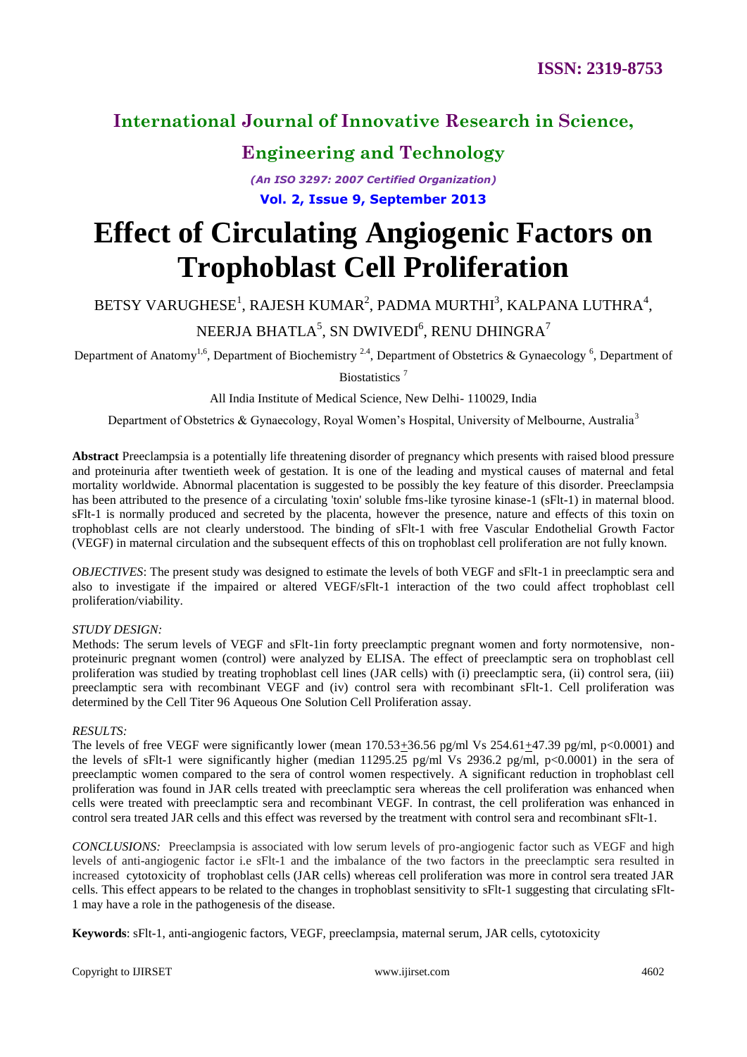# Effect of Circulating Angiogenic Factors on Trophoblast Cell Proliferation

BETSY VARUGHESE[1], RAJESH KUMAR[2], PADMA MURTHI[3], KALPANA LUTHRA[4], NEERJA BHATLA[5], SN DWIVEDI[6], RENU DHINGRA[7]

Department of Anatomy[1,6], Department of Biochemistry [2,4], Department of Obstetrics & Gynaecology [6], Department of Biostatistics [7]

All India Institute of Medical Science, New Delhi- 110029, India

Department of Obstetrics & Gynaecology, Royal Women's Hospital, University of Melbourne, Australia[3]

**Abstract** Preeclampsia is a potentially life threatening disorder of pregnancy which presents with raised blood pressure and proteinuria after twentieth week of gestation. It is one of the leading and mystical causes of maternal and fetal mortality worldwide. Abnormal placentation is suggested to be possibly the key feature of this disorder. Preeclampsia has been attributed to the presence of a circulating 'toxin' soluble fms-like tyrosine kinase-1 (sFlt-1) in maternal blood. sFlt-1 is normally produced and secreted by the placenta, however the presence, nature and effects of this toxin on trophoblast cells are not clearly understood. The binding of sFlt-1 with free Vascular Endothelial Growth Factor (VEGF) in maternal circulation and the subsequent effects of this on trophoblast cell proliferation are not fully known.

*OBJECTIVES*: The present study was designed to estimate the levels of both VEGF and sFlt-1 in preeclamptic sera and also to investigate if the impaired or altered VEGF/sFlt-1 interaction of the two could affect trophoblast cell proliferation/viability.

*STUDY DESIGN:*

Methods: The serum levels of VEGF and sFlt-1in forty preeclamptic pregnant women and forty normotensive, non-proteinuric pregnant women (control) were analyzed by ELISA. The effect of preeclamptic sera on trophoblast cell proliferation was studied by treating trophoblast cell lines (JAR cells) with (i) preeclamptic sera, (ii) control sera, (iii) preeclamptic sera with recombinant VEGF and (iv) control sera with recombinant sFlt-1. Cell proliferation was determined by the Cell Titer 96 Aqueous One Solution Cell Proliferation assay.

*RESULTS:*

The levels of free VEGF were significantly lower (mean $170.53 \pm 36.56$ pg/ml Vs $254.61 \pm 47.39$ pg/ml, $p<0.0001$) and the levels of sFlt-1 were significantly higher (median 11295.25 pg/ml Vs 2936.2 pg/ml, $p<0.0001$) in the sera of preeclamptic women compared to the sera of control women respectively. A significant reduction in trophoblast cell proliferation was found in JAR cells treated with preeclamptic sera whereas the cell proliferation was enhanced when cells were treated with preeclamptic sera and recombinant VEGF. In contrast, the cell proliferation was enhanced in control sera treated JAR cells and this effect was reversed by the treatment with control sera and recombinant sFlt-1.

*CONCLUSIONS:* Preeclampsia is associated with low serum levels of pro-angiogenic factor such as VEGF and high levels of anti-angiogenic factor i.e sFlt-1 and the imbalance of the two factors in the preeclamptic sera resulted in increased cytotoxicity of trophoblast cells (JAR cells) whereas cell proliferation was more in control sera treated JAR cells. This effect appears to be related to the changes in trophoblast sensitivity to sFlt-1 suggesting that circulating sFlt-1 may have a role in the pathogenesis of the disease.

**Keywords**: sFlt-1, anti-angiogenic factors, VEGF, preeclampsia, maternal serum, JAR cells, cytotoxicity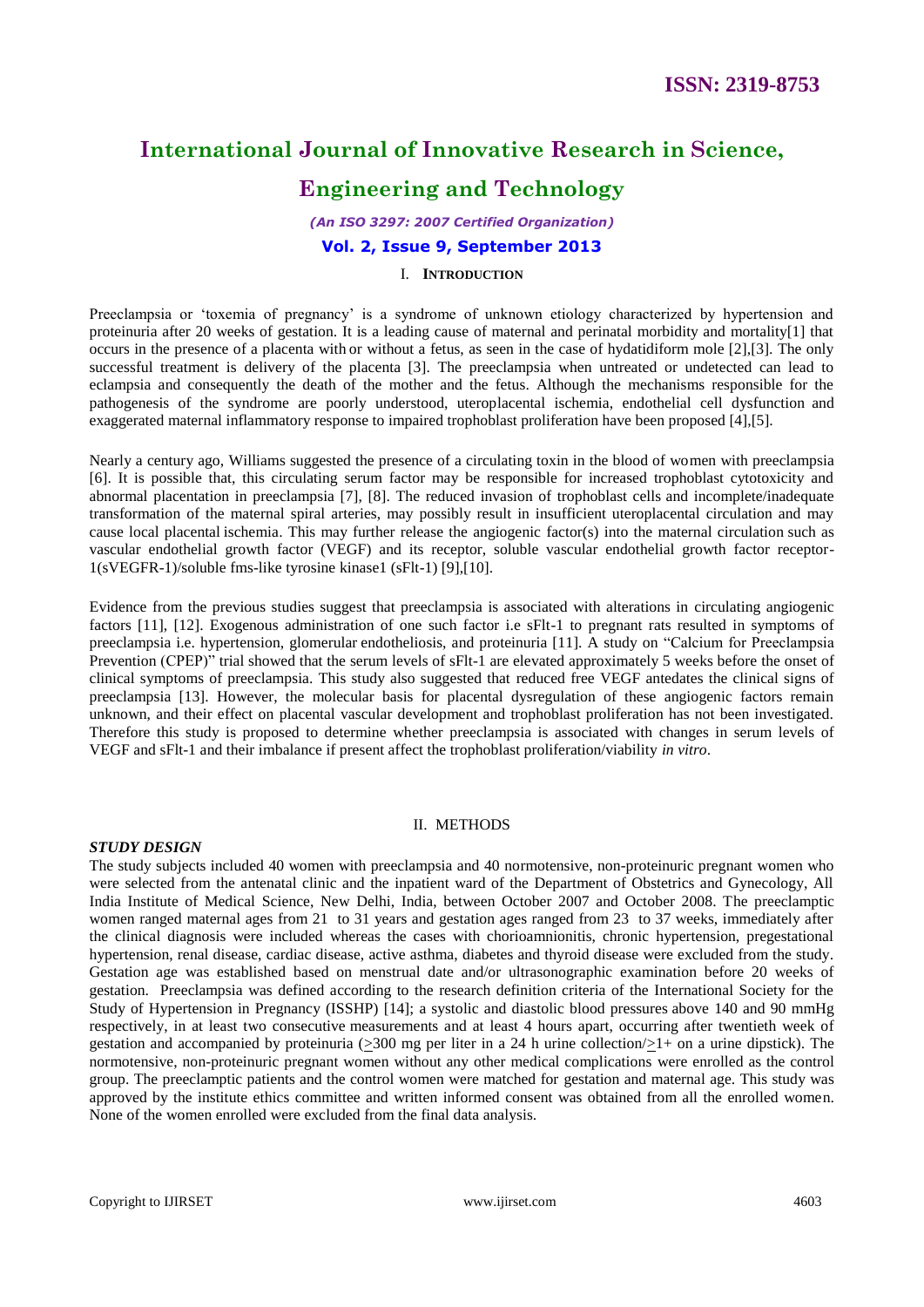## I. INTRODUCTION

Preeclampsia or 'toxemia of pregnancy' is a syndrome of unknown etiology characterized by hypertension and proteinuria after 20 weeks of gestation. It is a leading cause of maternal and perinatal morbidity and mortality[1] that occurs in the presence of a placenta with or without a fetus, as seen in the case of hydatidiform mole [2],[3]. The only successful treatment is delivery of the placenta [3]. The preeclampsia when untreated or undetected can lead to eclampsia and consequently the death of the mother and the fetus. Although the mechanisms responsible for the pathogenesis of the syndrome are poorly understood, uteroplacental ischemia, endothelial cell dysfunction and exaggerated maternal inflammatory response to impaired trophoblast proliferation have been proposed [4],[5].

Nearly a century ago, Williams suggested the presence of a circulating toxin in the blood of women with preeclampsia [6]. It is possible that, this circulating serum factor may be responsible for increased trophoblast cytotoxicity and abnormal placentation in preeclampsia [7], [8]. The reduced invasion of trophoblast cells and incomplete/inadequate transformation of the maternal spiral arteries, may possibly result in insufficient uteroplacental circulation and may cause local placental ischemia. This may further release the angiogenic factor(s) into the maternal circulation such as vascular endothelial growth factor (VEGF) and its receptor, soluble vascular endothelial growth factor receptor-1(sVEGFR-1)/soluble fms-like tyrosine kinase1 (sFlt-1) [9],[10].

Evidence from the previous studies suggest that preeclampsia is associated with alterations in circulating angiogenic factors [11], [12]. Exogenous administration of one such factor i.e sFlt-1 to pregnant rats resulted in symptoms of preeclampsia i.e. hypertension, glomerular endotheliosis, and proteinuria [11]. A study on "Calcium for Preeclampsia Prevention (CPEP)" trial showed that the serum levels of sFlt-1 are elevated approximately 5 weeks before the onset of clinical symptoms of preeclampsia. This study also suggested that reduced free VEGF antedates the clinical signs of preeclampsia [13]. However, the molecular basis for placental dysregulation of these angiogenic factors remain unknown, and their effect on placental vascular development and trophoblast proliferation has not been investigated. Therefore this study is proposed to determine whether preeclampsia is associated with changes in serum levels of VEGF and sFlt-1 and their imbalance if present affect the trophoblast proliferation/viability *in vitro*.

## II. METHODS

### *STUDY DESIGN*

The study subjects included 40 women with preeclampsia and 40 normotensive, non-proteinuric pregnant women who were selected from the antenatal clinic and the inpatient ward of the Department of Obstetrics and Gynecology, All India Institute of Medical Science, New Delhi, India, between October 2007 and October 2008. The preeclamptic women ranged maternal ages from 21 to 31 years and gestation ages ranged from 23 to 37 weeks, immediately after the clinical diagnosis were included whereas the cases with chorioamnionitis, chronic hypertension, pregestational hypertension, renal disease, cardiac disease, active asthma, diabetes and thyroid disease were excluded from the study. Gestation age was established based on menstrual date and/or ultrasonographic examination before 20 weeks of gestation. Preeclampsia was defined according to the research definition criteria of the International Society for the Study of Hypertension in Pregnancy (ISSHP) [14]; a systolic and diastolic blood pressures above 140 and 90 mmHg respectively, in at least two consecutive measurements and at least 4 hours apart, occurring after twentieth week of gestation and accompanied by proteinuria ($\geq$300 mg per liter in a 24 h urine collection/$\geq$1+ on a urine dipstick). The normotensive, non-proteinuric pregnant women without any other medical complications were enrolled as the control group. The preeclamptic patients and the control women were matched for gestation and maternal age. This study was approved by the institute ethics committee and written informed consent was obtained from all the enrolled women. None of the women enrolled were excluded from the final data analysis.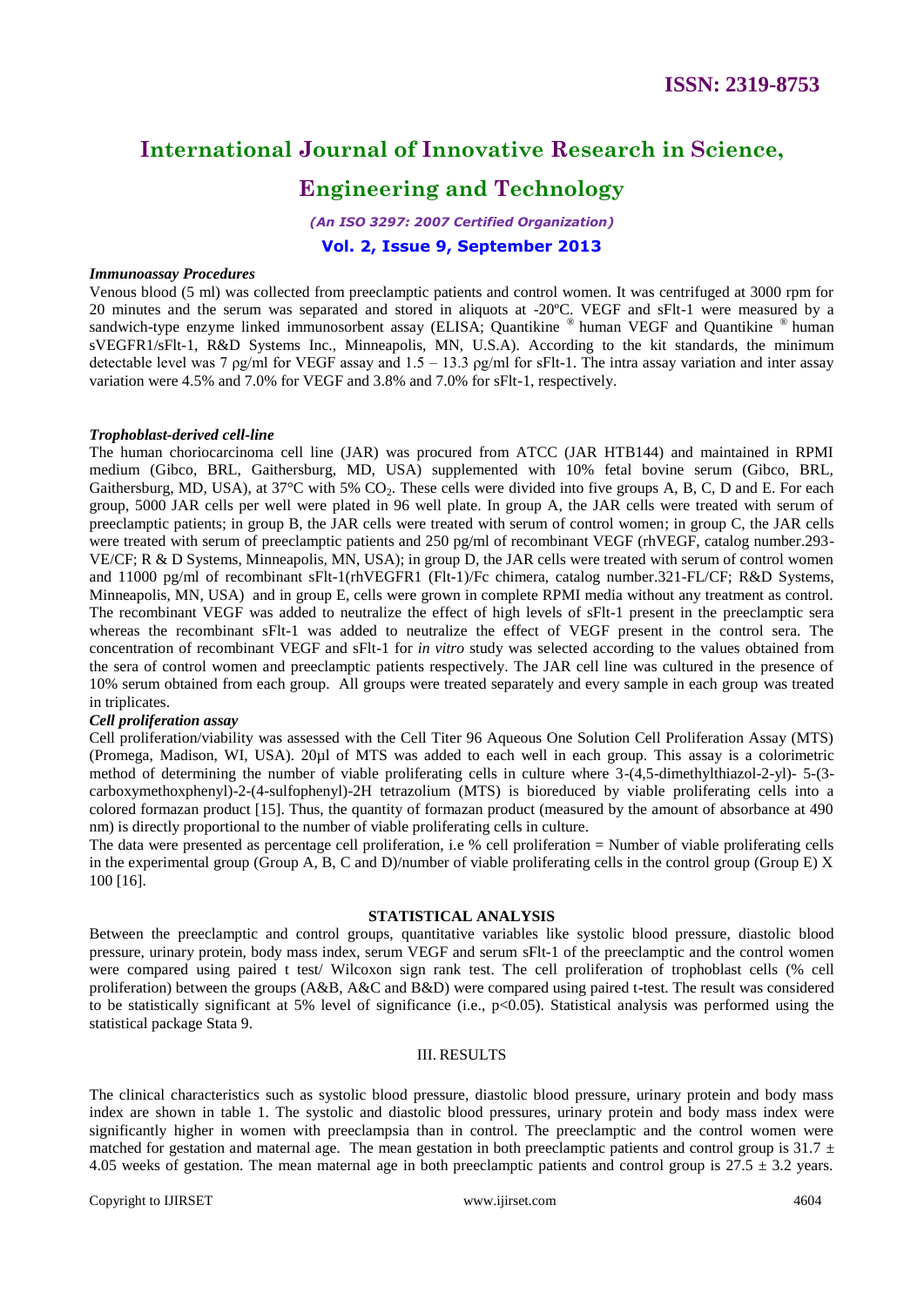### *Immunoassay Procedures*

Venous blood (5 ml) was collected from preeclamptic patients and control women. It was centrifuged at 3000 rpm for 20 minutes and the serum was separated and stored in aliquots at -20ºC. VEGF and sFlt-1 were measured by a sandwich-type enzyme linked immunosorbent assay (ELISA; Quantikine ® human VEGF and Quantikine ® human sVEGFR1/sFlt-1, R&D Systems Inc., Minneapolis, MN, U.S.A). According to the kit standards, the minimum detectable level was 7 ρg/ml for VEGF assay and 1.5 – 13.3 ρg/ml for sFlt-1. The intra assay variation and inter assay variation were 4.5% and 7.0% for VEGF and 3.8% and 7.0% for sFlt-1, respectively.

### *Trophoblast-derived cell-line*

The human choriocarcinoma cell line (JAR) was procured from ATCC (JAR HTB144) and maintained in RPMI medium (Gibco, BRL, Gaithersburg, MD, USA) supplemented with 10% fetal bovine serum (Gibco, BRL, Gaithersburg, MD, USA), at 37°C with 5% $CO_2$. These cells were divided into five groups A, B, C, D and E. For each group, 5000 JAR cells per well were plated in 96 well plate. In group A, the JAR cells were treated with serum of preeclamptic patients; in group B, the JAR cells were treated with serum of control women; in group C, the JAR cells were treated with serum of preeclamptic patients and 250 pg/ml of recombinant VEGF (rhVEGF, catalog number.293-VE/CF; R & D Systems, Minneapolis, MN, USA); in group D, the JAR cells were treated with serum of control women and 11000 pg/ml of recombinant sFlt-1(rhVEGFR1 (Flt-1)/Fc chimera, catalog number.321-FL/CF; R&D Systems, Minneapolis, MN, USA) and in group E, cells were grown in complete RPMI media without any treatment as control. The recombinant VEGF was added to neutralize the effect of high levels of sFlt-1 present in the preeclamptic sera whereas the recombinant sFlt-1 was added to neutralize the effect of VEGF present in the control sera. The concentration of recombinant VEGF and sFlt-1 for *in vitro* study was selected according to the values obtained from the sera of control women and preeclamptic patients respectively. The JAR cell line was cultured in the presence of 10% serum obtained from each group. All groups were treated separately and every sample in each group was treated in triplicates.

### *Cell proliferation assay*

Cell proliferation/viability was assessed with the Cell Titer 96 Aqueous One Solution Cell Proliferation Assay (MTS) (Promega, Madison, WI, USA). 20µl of MTS was added to each well in each group. This assay is a colorimetric method of determining the number of viable proliferating cells in culture where 3-(4,5-dimethylthiazol-2-yl)- 5-(3-carboxymethoxphenyl)-2-(4-sulfophenyl)-2H tetrazolium (MTS) is bioreduced by viable proliferating cells into a colored formazan product [15]. Thus, the quantity of formazan product (measured by the amount of absorbance at 490 nm) is directly proportional to the number of viable proliferating cells in culture.

The data were presented as percentage cell proliferation, i.e % cell proliferation = Number of viable proliferating cells in the experimental group (Group A, B, C and D)/number of viable proliferating cells in the control group (Group E) X 100 [16].

## STATISTICAL ANALYSIS

Between the preeclamptic and control groups, quantitative variables like systolic blood pressure, diastolic blood pressure, urinary protein, body mass index, serum VEGF and serum sFlt-1 of the preeclamptic and the control women were compared using paired t test/ Wilcoxon sign rank test. The cell proliferation of trophoblast cells (% cell proliferation) between the groups (A&B, A&C and B&D) were compared using paired t-test. The result was considered to be statistically significant at 5% level of significance (i.e., $p<0.05$). Statistical analysis was performed using the statistical package Stata 9.

## III. RESULTS

The clinical characteristics such as systolic blood pressure, diastolic blood pressure, urinary protein and body mass index are shown in table 1. The systolic and diastolic blood pressures, urinary protein and body mass index were significantly higher in women with preeclampsia than in control. The preeclamptic and the control women were matched for gestation and maternal age. The mean gestation in both preeclamptic patients and control group is $31.7 \pm 4.05$ weeks of gestation. The mean maternal age in both preeclamptic patients and control group is $27.5 \pm 3.2$ years.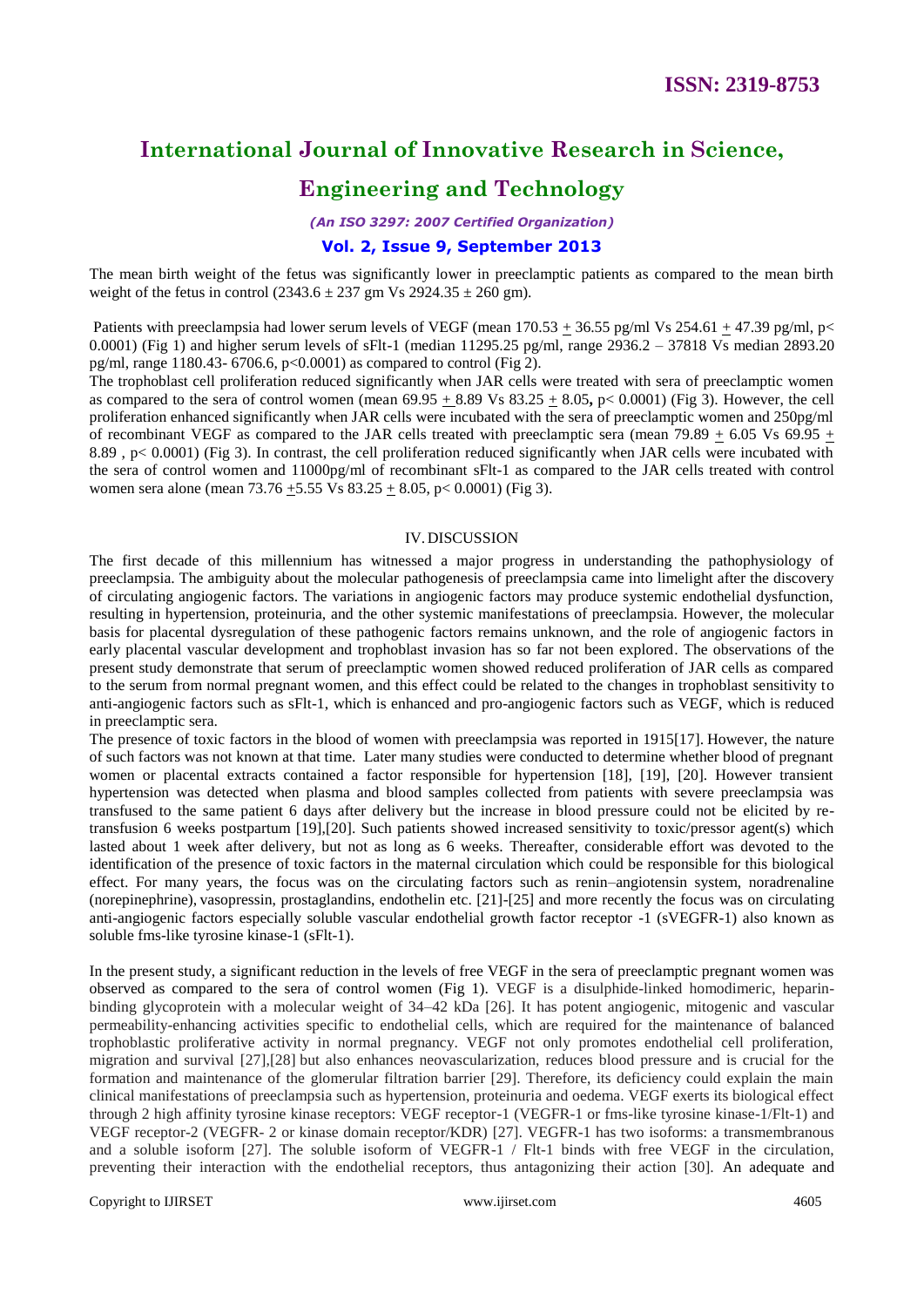The mean birth weight of the fetus was significantly lower in preeclamptic patients as compared to the mean birth weight of the fetus in control (2343.6 ± 237 gm Vs 2924.35 ± 260 gm).

Patients with preeclampsia had lower serum levels of VEGF (mean 170.53 ± 36.55 pg/ml Vs 254.61 ± 47.39 pg/ml, $p < 0.0001$) (Fig 1) and higher serum levels of sFlt-1 (median 11295.25 pg/ml, range 2936.2 – 37818 Vs median 2893.20 pg/ml, range 1180.43- 6706.6, $p < 0.0001$) as compared to control (Fig 2).

The trophoblast cell proliferation reduced significantly when JAR cells were treated with sera of preeclamptic women as compared to the sera of control women (mean 69.95 ± 8.89 Vs 83.25 ± 8.05**,** $p < 0.0001$) (Fig 3). However, the cell proliferation enhanced significantly when JAR cells were incubated with the sera of preeclamptic women and 250pg/ml of recombinant VEGF as compared to the JAR cells treated with preeclamptic sera (mean 79.89 ± 6.05 Vs 69.95 ± 8.89 , $p < 0.0001$) (Fig 3). In contrast, the cell proliferation reduced significantly when JAR cells were incubated with the sera of control women and 11000pg/ml of recombinant sFlt-1 as compared to the JAR cells treated with control women sera alone (mean 73.76 ±5.55 Vs 83.25 ± 8.05, $p < 0.0001$) (Fig 3).

## IV. DISCUSSION

The first decade of this millennium has witnessed a major progress in understanding the pathophysiology of preeclampsia. The ambiguity about the molecular pathogenesis of preeclampsia came into limelight after the discovery of circulating angiogenic factors. The variations in angiogenic factors may produce systemic endothelial dysfunction, resulting in hypertension, proteinuria, and the other systemic manifestations of preeclampsia. However, the molecular basis for placental dysregulation of these pathogenic factors remains unknown, and the role of angiogenic factors in early placental vascular development and trophoblast invasion has so far not been explored. The observations of the present study demonstrate that serum of preeclamptic women showed reduced proliferation of JAR cells as compared to the serum from normal pregnant women, and this effect could be related to the changes in trophoblast sensitivity to anti-angiogenic factors such as sFlt-1, which is enhanced and pro-angiogenic factors such as VEGF, which is reduced in preeclamptic sera.

The presence of toxic factors in the blood of women with preeclampsia was reported in 1915[17]. However, the nature of such factors was not known at that time. Later many studies were conducted to determine whether blood of pregnant women or placental extracts contained a factor responsible for hypertension [18], [19], [20]. However transient hypertension was detected when plasma and blood samples collected from patients with severe preeclampsia was transfused to the same patient 6 days after delivery but the increase in blood pressure could not be elicited by re-transfusion 6 weeks postpartum [19],[20]. Such patients showed increased sensitivity to toxic/pressor agent(s) which lasted about 1 week after delivery, but not as long as 6 weeks. Thereafter, considerable effort was devoted to the identification of the presence of toxic factors in the maternal circulation which could be responsible for this biological effect. For many years, the focus was on the circulating factors such as renin–angiotensin system, noradrenaline (norepinephrine), vasopressin, prostaglandins, endothelin etc. [21]-[25] and more recently the focus was on circulating anti-angiogenic factors especially soluble vascular endothelial growth factor receptor -1 (sVEGFR-1) also known as soluble fms-like tyrosine kinase-1 (sFlt-1).

In the present study, a significant reduction in the levels of free VEGF in the sera of preeclamptic pregnant women was observed as compared to the sera of control women (Fig 1). VEGF is a disulphide-linked homodimeric, heparin-binding glycoprotein with a molecular weight of 34–42 kDa [26]. It has potent angiogenic, mitogenic and vascular permeability-enhancing activities specific to endothelial cells, which are required for the maintenance of balanced trophoblastic proliferative activity in normal pregnancy. VEGF not only promotes endothelial cell proliferation, migration and survival [27],[28] but also enhances neovascularization, reduces blood pressure and is crucial for the formation and maintenance of the glomerular filtration barrier [29]. Therefore, its deficiency could explain the main clinical manifestations of preeclampsia such as hypertension, proteinuria and oedema. VEGF exerts its biological effect through 2 high affinity tyrosine kinase receptors: VEGF receptor-1 (VEGFR-1 or fms-like tyrosine kinase-1/Flt-1) and VEGF receptor-2 (VEGFR- 2 or kinase domain receptor/KDR) [27]. VEGFR-1 has two isoforms: a transmembranous and a soluble isoform [27]. The soluble isoform of VEGFR-1 / Flt-1 binds with free VEGF in the circulation, preventing their interaction with the endothelial receptors, thus antagonizing their action [30]. An adequate and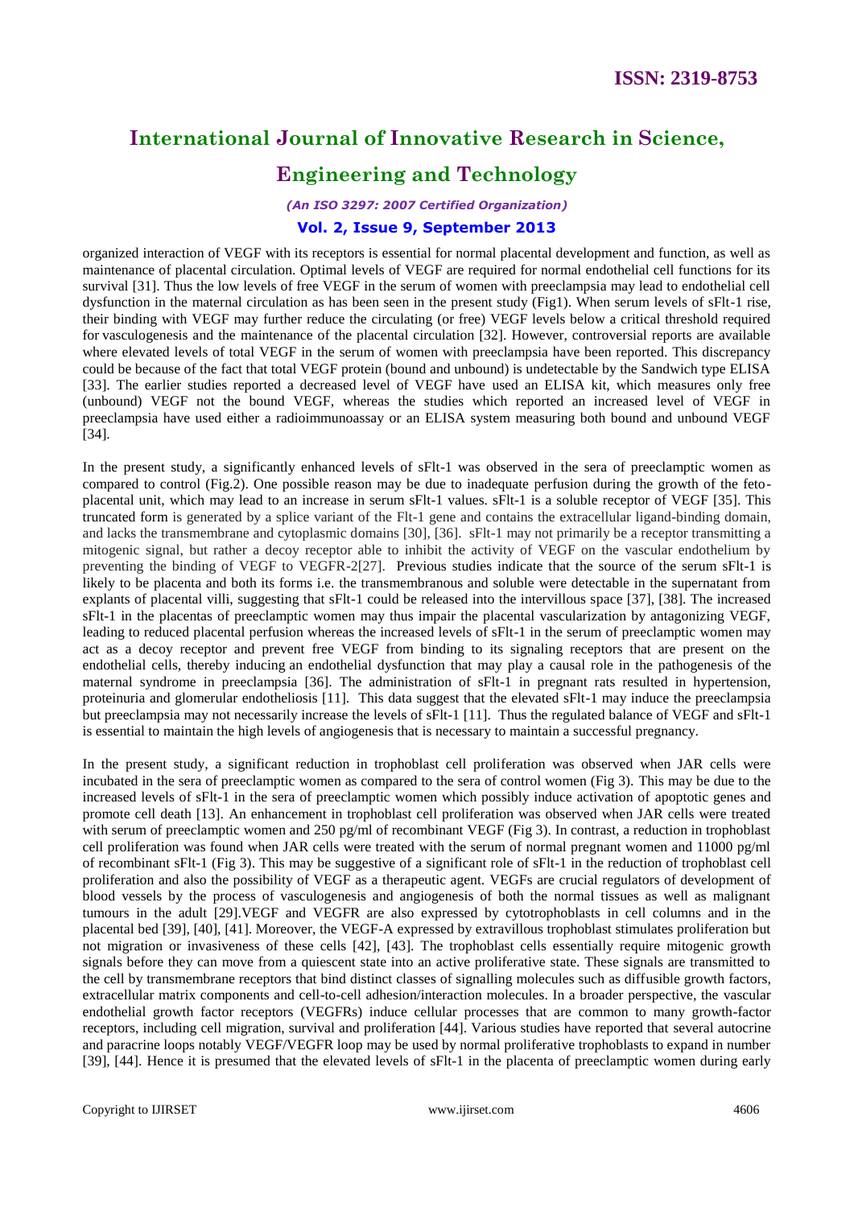organized interaction of VEGF with its receptors is essential for normal placental development and function, as well as maintenance of placental circulation. Optimal levels of VEGF are required for normal endothelial cell functions for its survival [31]. Thus the low levels of free VEGF in the serum of women with preeclampsia may lead to endothelial cell dysfunction in the maternal circulation as has been seen in the present study (Fig1). When serum levels of sFlt-1 rise, their binding with VEGF may further reduce the circulating (or free) VEGF levels below a critical threshold required for vasculogenesis and the maintenance of the placental circulation [32]. However, controversial reports are available where elevated levels of total VEGF in the serum of women with preeclampsia have been reported. This discrepancy could be because of the fact that total VEGF protein (bound and unbound) is undetectable by the Sandwich type ELISA [33]. The earlier studies reported a decreased level of VEGF have used an ELISA kit, which measures only free (unbound) VEGF not the bound VEGF, whereas the studies which reported an increased level of VEGF in preeclampsia have used either a radioimmunoassay or an ELISA system measuring both bound and unbound VEGF [34].

In the present study, a significantly enhanced levels of sFlt-1 was observed in the sera of preeclamptic women as compared to control (Fig.2). One possible reason may be due to inadequate perfusion during the growth of the feto-placental unit, which may lead to an increase in serum sFlt-1 values. sFlt-1 is a soluble receptor of VEGF [35]. This truncated form is generated by a splice variant of the Flt-1 gene and contains the extracellular ligand-binding domain, and lacks the transmembrane and cytoplasmic domains [30], [36]. sFlt-1 may not primarily be a receptor transmitting a mitogenic signal, but rather a decoy receptor able to inhibit the activity of VEGF on the vascular endothelium by preventing the binding of VEGF to VEGFR-2[27]. Previous studies indicate that the source of the serum sFlt-1 is likely to be placenta and both its forms i.e. the transmembranous and soluble were detectable in the supernatant from explants of placental villi, suggesting that sFlt-1 could be released into the intervillous space [37], [38]. The increased sFlt-1 in the placentas of preeclamptic women may thus impair the placental vascularization by antagonizing VEGF, leading to reduced placental perfusion whereas the increased levels of sFlt-1 in the serum of preeclamptic women may act as a decoy receptor and prevent free VEGF from binding to its signaling receptors that are present on the endothelial cells, thereby inducing an endothelial dysfunction that may play a causal role in the pathogenesis of the maternal syndrome in preeclampsia [36]. The administration of sFlt-1 in pregnant rats resulted in hypertension, proteinuria and glomerular endotheliosis [11]. This data suggest that the elevated sFlt-1 may induce the preeclampsia but preeclampsia may not necessarily increase the levels of sFlt-1 [11]. Thus the regulated balance of VEGF and sFlt-1 is essential to maintain the high levels of angiogenesis that is necessary to maintain a successful pregnancy.

In the present study, a significant reduction in trophoblast cell proliferation was observed when JAR cells were incubated in the sera of preeclamptic women as compared to the sera of control women (Fig 3). This may be due to the increased levels of sFlt-1 in the sera of preeclamptic women which possibly induce activation of apoptotic genes and promote cell death [13]. An enhancement in trophoblast cell proliferation was observed when JAR cells were treated with serum of preeclamptic women and 250 pg/ml of recombinant VEGF (Fig 3). In contrast, a reduction in trophoblast cell proliferation was found when JAR cells were treated with the serum of normal pregnant women and 11000 pg/ml of recombinant sFlt-1 (Fig 3). This may be suggestive of a significant role of sFlt-1 in the reduction of trophoblast cell proliferation and also the possibility of VEGF as a therapeutic agent. VEGFs are crucial regulators of development of blood vessels by the process of vasculogenesis and angiogenesis of both the normal tissues as well as malignant tumours in the adult [29].VEGF and VEGFR are also expressed by cytotrophoblasts in cell columns and in the placental bed [39], [40], [41]. Moreover, the VEGF-A expressed by extravillous trophoblast stimulates proliferation but not migration or invasiveness of these cells [42], [43]. The trophoblast cells essentially require mitogenic growth signals before they can move from a quiescent state into an active proliferative state. These signals are transmitted to the cell by transmembrane receptors that bind distinct classes of signalling molecules such as diffusible growth factors, extracellular matrix components and cell-to-cell adhesion/interaction molecules. In a broader perspective, the vascular endothelial growth factor receptors (VEGFRs) induce cellular processes that are common to many growth-factor receptors, including cell migration, survival and proliferation [44]. Various studies have reported that several autocrine and paracrine loops notably VEGF/VEGFR loop may be used by normal proliferative trophoblasts to expand in number [39], [44]. Hence it is presumed that the elevated levels of sFlt-1 in the placenta of preeclamptic women during early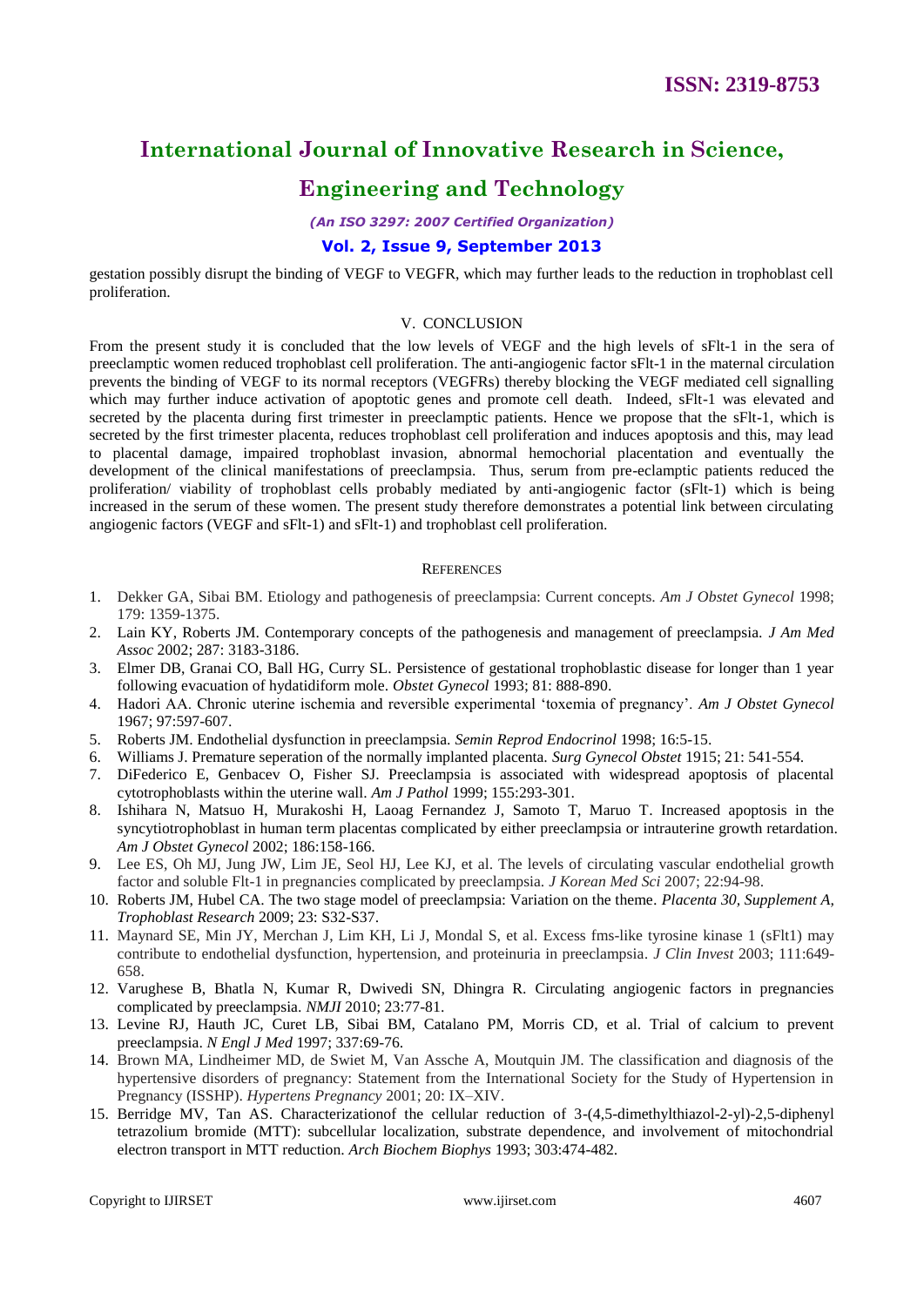gestation possibly disrupt the binding of VEGF to VEGFR, which may further leads to the reduction in trophoblast cell proliferation.

## V. CONCLUSION

From the present study it is concluded that the low levels of VEGF and the high levels of sFlt-1 in the sera of preeclamptic women reduced trophoblast cell proliferation. The anti-angiogenic factor sFlt-1 in the maternal circulation prevents the binding of VEGF to its normal receptors (VEGFRs) thereby blocking the VEGF mediated cell signalling which may further induce activation of apoptotic genes and promote cell death. Indeed, sFlt-1 was elevated and secreted by the placenta during first trimester in preeclamptic patients. Hence we propose that the sFlt-1, which is secreted by the first trimester placenta, reduces trophoblast cell proliferation and induces apoptosis and this, may lead to placental damage, impaired trophoblast invasion, abnormal hemochorial placentation and eventually the development of the clinical manifestations of preeclampsia. Thus, serum from pre-eclamptic patients reduced the proliferation/ viability of trophoblast cells probably mediated by anti-angiogenic factor (sFlt-1) which is being increased in the serum of these women. The present study therefore demonstrates a potential link between circulating angiogenic factors (VEGF and sFlt-1) and sFlt-1) and trophoblast cell proliferation.

## REFERENCES

1. Dekker GA, Sibai BM. Etiology and pathogenesis of preeclampsia: Current concepts. *Am J Obstet Gynecol* 1998; 179: 1359-1375.
2. Lain KY, Roberts JM. Contemporary concepts of the pathogenesis and management of preeclampsia. *J Am Med Assoc* 2002; 287: 3183-3186.
3. Elmer DB, Granai CO, Ball HG, Curry SL. Persistence of gestational trophoblastic disease for longer than 1 year following evacuation of hydatidiform mole. *Obstet Gynecol* 1993; 81: 888-890.
4. Hadori AA. Chronic uterine ischemia and reversible experimental 'toxemia of pregnancy'. *Am J Obstet Gynecol* 1967; 97:597-607.
5. Roberts JM. Endothelial dysfunction in preeclampsia. *Semin Reprod Endocrinol* 1998; 16:5-15.
6. Williams J. Premature seperation of the normally implanted placenta. *Surg Gynecol Obstet* 1915; 21: 541-554.
7. DiFederico E, Genbacev O, Fisher SJ. Preeclampsia is associated with widespread apoptosis of placental cytotrophoblasts within the uterine wall. *Am J Pathol* 1999; 155:293-301.
8. Ishihara N, Matsuo H, Murakoshi H, Laoag Fernandez J, Samoto T, Maruo T. Increased apoptosis in the syncytiotrophoblast in human term placentas complicated by either preeclampsia or intrauterine growth retardation. *Am J Obstet Gynecol* 2002; 186:158-166.
9. Lee ES, Oh MJ, Jung JW, Lim JE, Seol HJ, Lee KJ, et al. The levels of circulating vascular endothelial growth factor and soluble Flt-1 in pregnancies complicated by preeclampsia. *J Korean Med Sci* 2007; 22:94-98.
10. Roberts JM, Hubel CA. The two stage model of preeclampsia: Variation on the theme. *Placenta 30, Supplement A, Trophoblast Research* 2009; 23: S32-S37.
11. Maynard SE, Min JY, Merchan J, Lim KH, Li J, Mondal S, et al. Excess fms-like tyrosine kinase 1 (sFlt1) may contribute to endothelial dysfunction, hypertension, and proteinuria in preeclampsia. *J Clin Invest* 2003; 111:649-658.
12. Varughese B, Bhatla N, Kumar R, Dwivedi SN, Dhingra R. Circulating angiogenic factors in pregnancies complicated by preeclampsia. *NMJI* 2010; 23:77-81.
13. Levine RJ, Hauth JC, Curet LB, Sibai BM, Catalano PM, Morris CD, et al. Trial of calcium to prevent preeclampsia. *N Engl J Med* 1997; 337:69-76.
14. Brown MA, Lindheimer MD, de Swiet M, Van Assche A, Moutquin JM. The classification and diagnosis of the hypertensive disorders of pregnancy: Statement from the International Society for the Study of Hypertension in Pregnancy (ISSHP). *Hypertens Pregnancy* 2001; 20: IX–XIV.
15. Berridge MV, Tan AS. Characterizationof the cellular reduction of 3-(4,5-dimethylthiazol-2-yl)-2,5-diphenyl tetrazolium bromide (MTT): subcellular localization, substrate dependence, and involvement of mitochondrial electron transport in MTT reduction. *Arch Biochem Biophys* 1993; 303:474-482.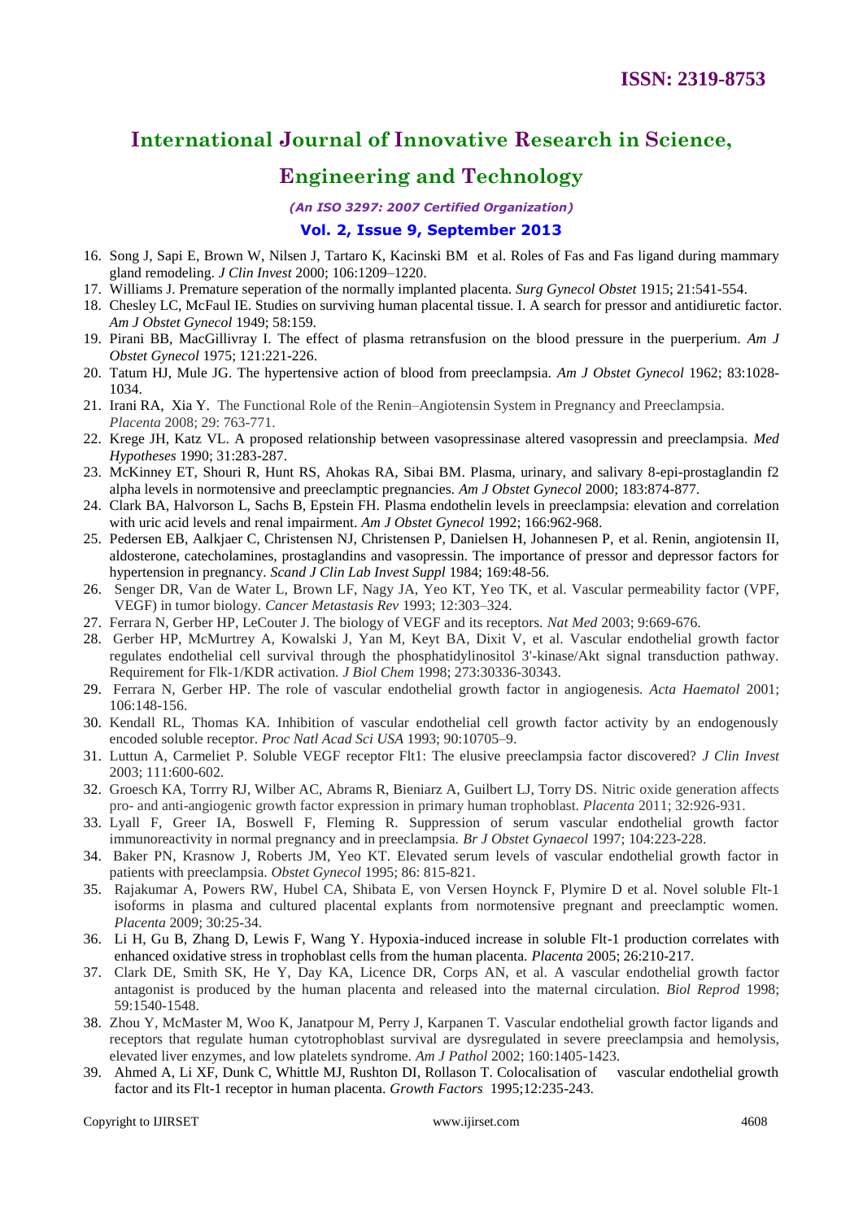16. Song J, Sapi E, Brown W, Nilsen J, Tartaro K, Kacinski BM et al. Roles of Fas and Fas ligand during mammary gland remodeling. *J Clin Invest* 2000; 106:1209–1220.
17. Williams J. Premature seperation of the normally implanted placenta. *Surg Gynecol Obstet* 1915; 21:541-554.
18. Chesley LC, McFaul IE. Studies on surviving human placental tissue. I. A search for pressor and antidiuretic factor. *Am J Obstet Gynecol* 1949; 58:159.
19. Pirani BB, MacGillivray I. The effect of plasma retransfusion on the blood pressure in the puerperium. *Am J Obstet Gynecol* 1975; 121:221-226.
20. Tatum HJ, Mule JG. The hypertensive action of blood from preeclampsia. *Am J Obstet Gynecol* 1962; 83:1028-1034.
21. Irani RA, Xia Y. The Functional Role of the Renin–Angiotensin System in Pregnancy and Preeclampsia. *Placenta* 2008; 29: 763-771.
22. Krege JH, Katz VL. A proposed relationship between vasopressinase altered vasopressin and preeclampsia. *Med Hypotheses* 1990; 31:283-287.
23. McKinney ET, Shouri R, Hunt RS, Ahokas RA, Sibai BM. Plasma, urinary, and salivary 8-epi-prostaglandin f2 alpha levels in normotensive and preeclamptic pregnancies. *Am J Obstet Gynecol* 2000; 183:874-877.
24. Clark BA, Halvorson L, Sachs B, Epstein FH. Plasma endothelin levels in preeclampsia: elevation and correlation with uric acid levels and renal impairment. *Am J Obstet Gynecol* 1992; 166:962-968.
25. Pedersen EB, Aalkjaer C, Christensen NJ, Christensen P, Danielsen H, Johannesen P, et al. Renin, angiotensin II, aldosterone, catecholamines, prostaglandins and vasopressin. The importance of pressor and depressor factors for hypertension in pregnancy. *Scand J Clin Lab Invest Suppl* 1984; 169:48-56.
26. Senger DR, Van de Water L, Brown LF, Nagy JA, Yeo KT, Yeo TK, et al. Vascular permeability factor (VPF, VEGF) in tumor biology. *Cancer Metastasis Rev* 1993; 12:303–324.
27. Ferrara N, Gerber HP, LeCouter J. The biology of VEGF and its receptors. *Nat Med* 2003; 9:669-676.
28. Gerber HP, McMurtrey A, Kowalski J, Yan M, Keyt BA, Dixit V, et al. Vascular endothelial growth factor regulates endothelial cell survival through the phosphatidylinositol 3'-kinase/Akt signal transduction pathway. Requirement for Flk-1/KDR activation. *J Biol Chem* 1998; 273:30336-30343.
29. Ferrara N, Gerber HP. The role of vascular endothelial growth factor in angiogenesis. *Acta Haematol* 2001; 106:148-156.
30. Kendall RL, Thomas KA. Inhibition of vascular endothelial cell growth factor activity by an endogenously encoded soluble receptor. *Proc Natl Acad Sci USA* 1993; 90:10705–9.
31. Luttun A, Carmeliet P. Soluble VEGF receptor Flt1: The elusive preeclampsia factor discovered? *J Clin Invest* 2003; 111:600-602.
32. Groesch KA, Torrry RJ, Wilber AC, Abrams R, Bieniarz A, Guilbert LJ, Torry DS. Nitric oxide generation affects pro- and anti-angiogenic growth factor expression in primary human trophoblast. *Placenta* 2011; 32:926-931.
33. Lyall F, Greer IA, Boswell F, Fleming R. Suppression of serum vascular endothelial growth factor immunoreactivity in normal pregnancy and in preeclampsia. *Br J Obstet Gynaecol* 1997; 104:223-228.
34. Baker PN, Krasnow J, Roberts JM, Yeo KT. Elevated serum levels of vascular endothelial growth factor in patients with preeclampsia. *Obstet Gynecol* 1995; 86: 815-821.
35. Rajakumar A, Powers RW, Hubel CA, Shibata E, von Versen Hoynck F, Plymire D et al. Novel soluble Flt-1 isoforms in plasma and cultured placental explants from normotensive pregnant and preeclamptic women. *Placenta* 2009; 30:25-34.
36. Li H, Gu B, Zhang D, Lewis F, Wang Y. Hypoxia-induced increase in soluble Flt-1 production correlates with enhanced oxidative stress in trophoblast cells from the human placenta. *Placenta* 2005; 26:210-217.
37. Clark DE, Smith SK, He Y, Day KA, Licence DR, Corps AN, et al. A vascular endothelial growth factor antagonist is produced by the human placenta and released into the maternal circulation. *Biol Reprod* 1998; 59:1540-1548.
38. Zhou Y, McMaster M, Woo K, Janatpour M, Perry J, Karpanen T. Vascular endothelial growth factor ligands and receptors that regulate human cytotrophoblast survival are dysregulated in severe preeclampsia and hemolysis, elevated liver enzymes, and low platelets syndrome. *Am J Pathol* 2002; 160:1405-1423.
39. Ahmed A, Li XF, Dunk C, Whittle MJ, Rushton DI, Rollason T. Colocalisation of vascular endothelial growth factor and its Flt-1 receptor in human placenta. *Growth Factors* 1995;12:235-243.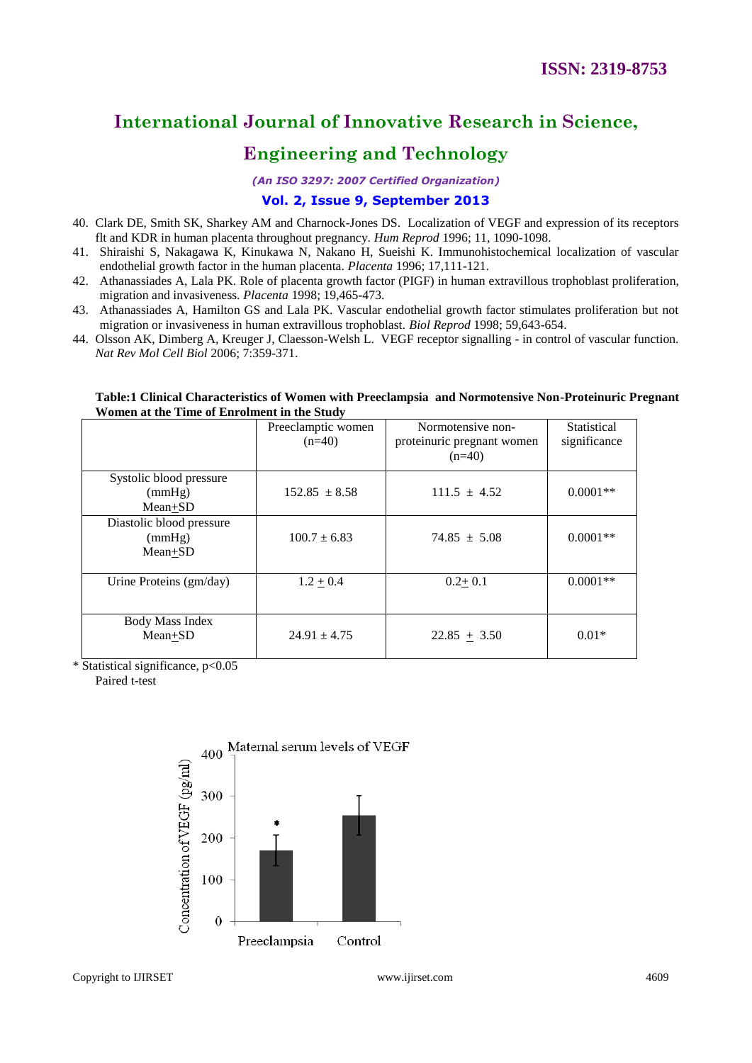40. Clark DE, Smith SK, Sharkey AM and Charnock-Jones DS. Localization of VEGF and expression of its receptors flt and KDR in human placenta throughout pregnancy. *Hum Reprod* 1996; 11, 1090-1098.
41. Shiraishi S, Nakagawa K, Kinukawa N, Nakano H, Sueishi K. Immunohistochemical localization of vascular endothelial growth factor in the human placenta. *Placenta* 1996; 17,111-121.
42. Athanassiades A, Lala PK. Role of placenta growth factor (PIGF) in human extravillous trophoblast proliferation, migration and invasiveness. *Placenta* 1998; 19,465-473.
43. Athanassiades A, Hamilton GS and Lala PK. Vascular endothelial growth factor stimulates proliferation but not migration or invasiveness in human extravillous trophoblast. *Biol Reprod* 1998; 59,643-654.
44. Olsson AK, Dimberg A, Kreuger J, Claesson-Welsh L. VEGF receptor signalling - in control of vascular function. *Nat Rev Mol Cell Biol* 2006; 7:359-371.

**Table:1 Clinical Characteristics of Women with Preeclampsia and Normotensive Non-Proteinuric Pregnant Women at the Time of Enrolment in the Study**

| | Preeclamptic women (n=40) | Normotensive non-proteinuric pregnant women (n=40) | Statistical significance |
|---|---|---|---|
| Systolic blood pressure (mmHg) Mean±SD | 152.85 ± 8.58 | 111.5 ± 4.52 | 0.0001** |
| Diastolic blood pressure (mmHg) Mean±SD | 100.7 ± 6.83 | 74.85 ± 5.08 | 0.0001** |
| Urine Proteins (gm/day) | 1.2 ± 0.4 | 0.2± 0.1 | 0.0001** |
| Body Mass Index Mean±SD | 24.91 ± 4.75 | 22.85 ± 3.50 | 0.01* |

* Statistical significance, $p<0.05$
Paired t-test

Maternal serum levels of VEGF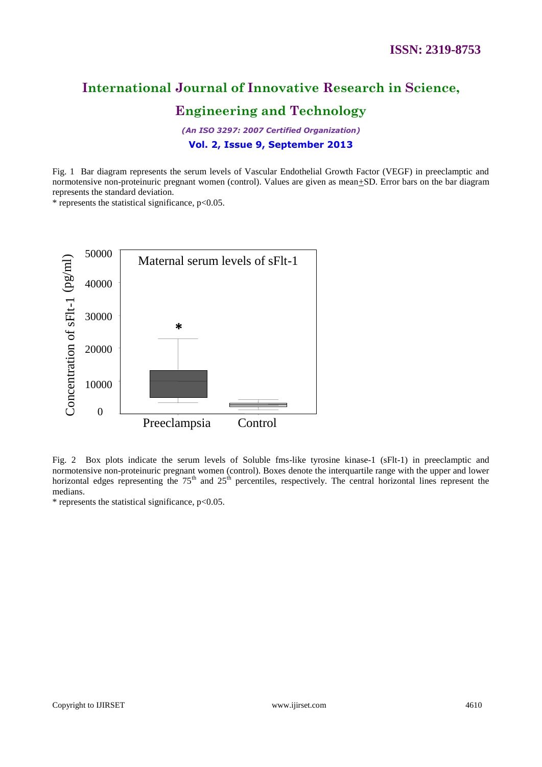Fig. 1 Bar diagram represents the serum levels of Vascular Endothelial Growth Factor (VEGF) in preeclamptic and normotensive non-proteinuric pregnant women (control). Values are given as mean±SD. Error bars on the bar diagram represents the standard deviation.

\* represents the statistical significance, $p<0.05$.

Fig. 2 Box plots indicate the serum levels of Soluble fms-like tyrosine kinase-1 (sFlt-1) in preeclamptic and normotensive non-proteinuric pregnant women (control). Boxes denote the interquartile range with the upper and lower horizontal edges representing the $75^{th}$ and $25^{th}$ percentiles, respectively. The central horizontal lines represent the medians.

\* represents the statistical significance, $p<0.05$.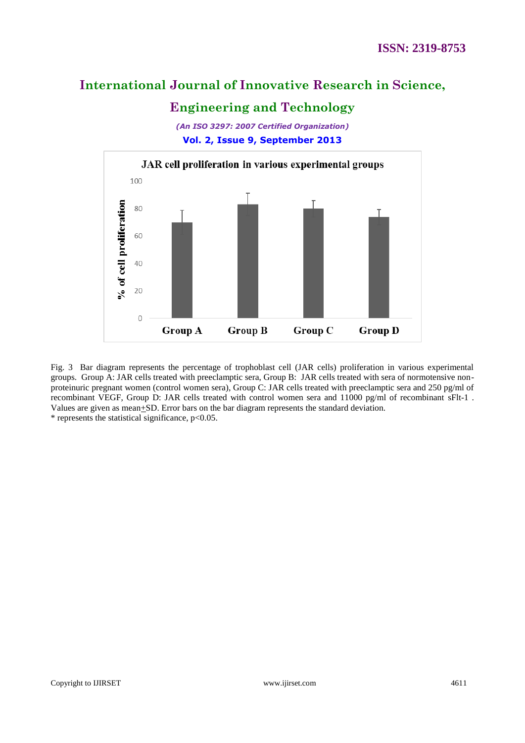JAR cell proliferation in various experimental groups

% of cell proliferation

100

80

60

40

20

0

Group A

Group B

Group C

Group D

Fig. 3 Bar diagram represents the percentage of trophoblast cell (JAR cells) proliferation in various experimental groups. Group A: JAR cells treated with preeclamptic sera, Group B: JAR cells treated with sera of normotensive non-proteinuric pregnant women (control women sera), Group C: JAR cells treated with preeclamptic sera and 250 pg/ml of recombinant VEGF, Group D: JAR cells treated with control women sera and 11000 pg/ml of recombinant sFlt-1 . Values are given as mean$\pm$SD. Error bars on the bar diagram represents the standard deviation.

* represents the statistical significance, $p<0.05$.